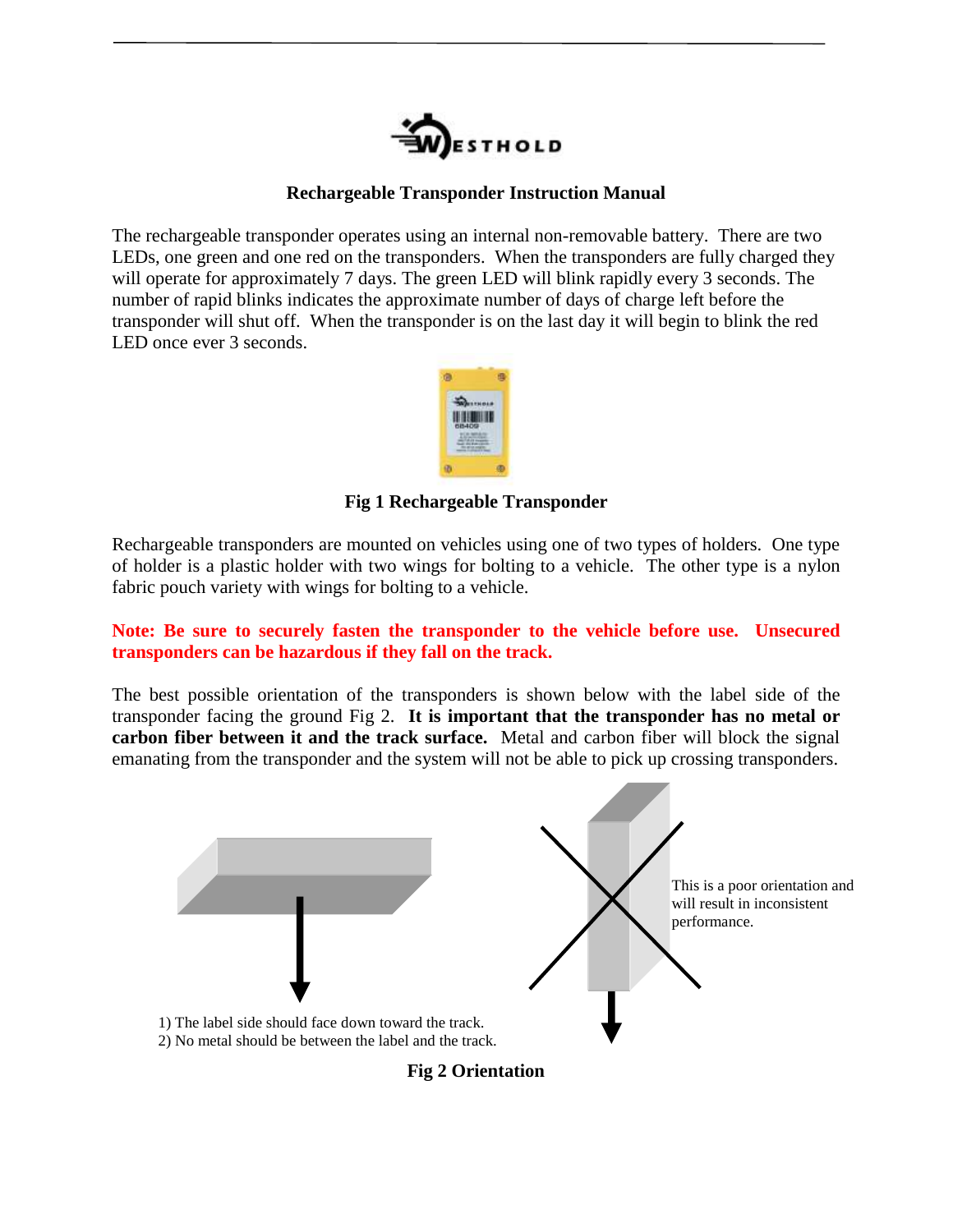# Rechargeable Transponder Instruction Manual

The rechargeable transponder operates using an internal non-removable battery. There are two LEDs, one green and one red on the transponders. When the transponders are fully charged they will operate for approximately 7 days. The green LED will blink rapidly every 3 seconds. The number of rapid blinks indicates the approximate number of days of charge left before the transponder will shut off. When the transponder is on the last day it will begin to blink the red LED once ever 3 seconds.

**Fig 1 Rechargeable Transponder**

Rechargeable transponders are mounted on vehicles using one of two types of holders. One type of holder is a plastic holder with two wings for bolting to a vehicle. The other type is a nylon fabric pouch variety with wings for bolting to a vehicle.

**Note: Be sure to securely fasten the transponder to the vehicle before use. Unsecured transponders can be hazardous if they fall on the track.**

The best possible orientation of the transponders is shown below with the label side of the transponder facing the ground Fig 2. **It is important that the transponder has no metal or carbon fiber between it and the track surface.** Metal and carbon fiber will block the signal emanating from the transponder and the system will not be able to pick up crossing transponders.

1) The label side should face down toward the track.
2) No metal should be between the label and the track.

This is a poor orientation and will result in inconsistent performance.

**Fig 2 Orientation**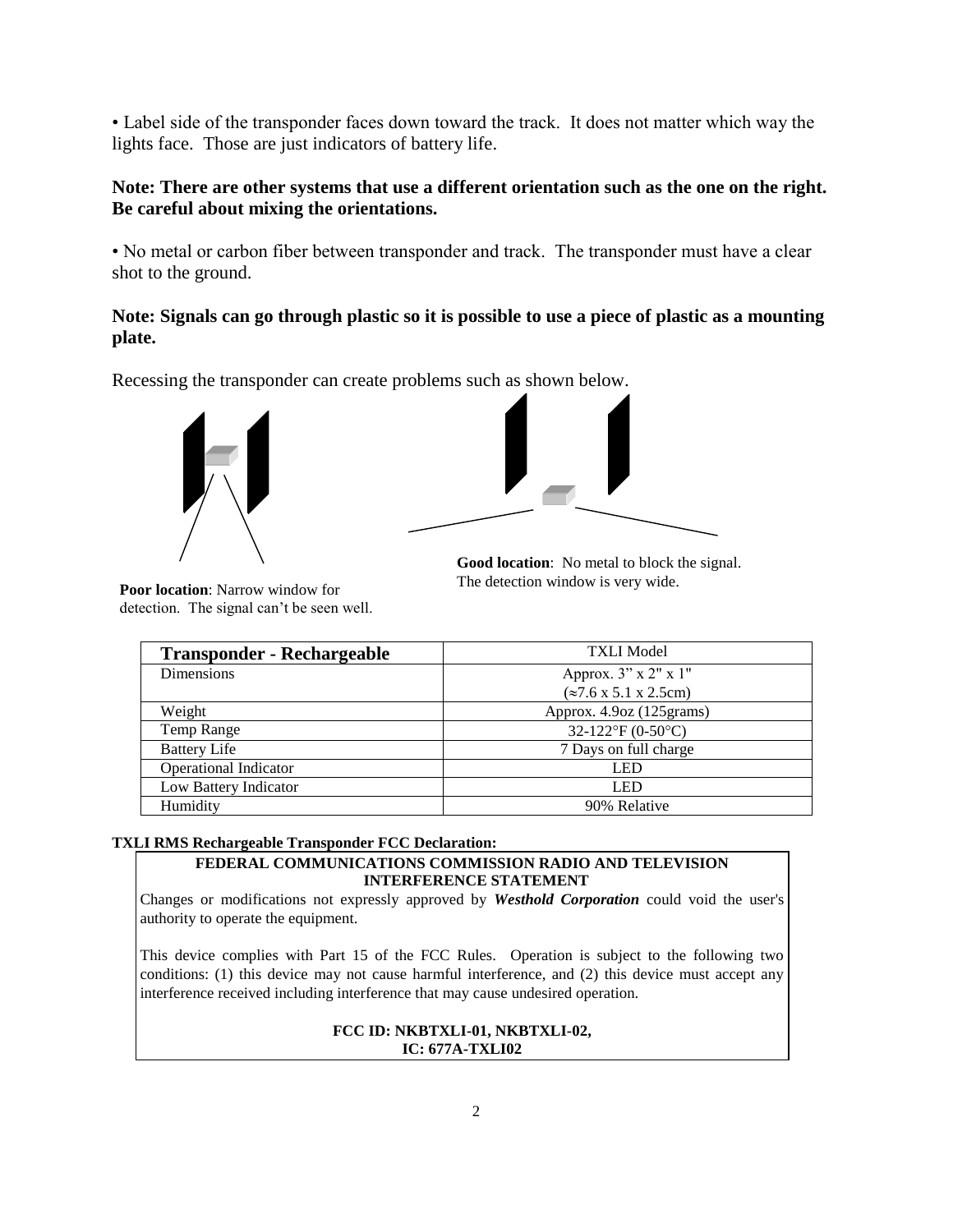• Label side of the transponder faces down toward the track. It does not matter which way the lights face. Those are just indicators of battery life.

**Note: There are other systems that use a different orientation such as the one on the right. Be careful about mixing the orientations.**

• No metal or carbon fiber between transponder and track. The transponder must have a clear shot to the ground.

**Note: Signals can go through plastic so it is possible to use a piece of plastic as a mounting plate.**

Recessing the transponder can create problems such as shown below.

**Poor location**: Narrow window for detection. The signal can't be seen well.

**Good location**: No metal to block the signal. The detection window is very wide.

| **Transponder - Rechargeable** | TXLI Model |
|---|---|
| Dimensions | Approx. 3" x 2" x 1" (≈7.6 x 5.1 x 2.5cm) |
| Weight | Approx. 4.9oz (125grams) |
| Temp Range | 32-122°F (0-50°C) |
| Battery Life | 7 Days on full charge |
| Operational Indicator | LED |
| Low Battery Indicator | LED |
| Humidity | 90% Relative |

**TXLI RMS Rechargeable Transponder FCC Declaration:**

**FEDERAL COMMUNICATIONS COMMISSION RADIO AND TELEVISION INTERFERENCE STATEMENT**

Changes or modifications not expressly approved by ***Westhold Corporation*** could void the user's authority to operate the equipment.

This device complies with Part 15 of the FCC Rules. Operation is subject to the following two conditions: (1) this device may not cause harmful interference, and (2) this device must accept any interference received including interference that may cause undesired operation.

**FCC ID: NKBTXLI-01, NKBTXLI-02,**
**IC: 677A-TXLI02**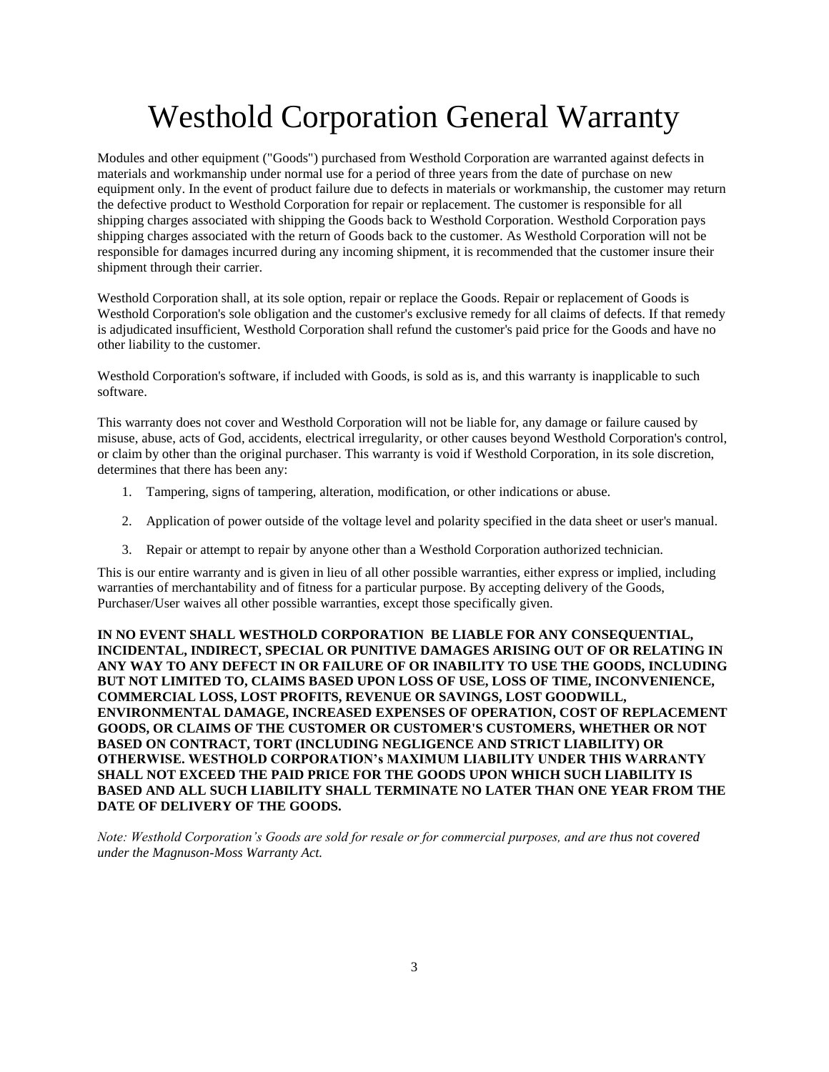# Westhold Corporation General Warranty

Modules and other equipment ("Goods") purchased from Westhold Corporation are warranted against defects in materials and workmanship under normal use for a period of three years from the date of purchase on new equipment only. In the event of product failure due to defects in materials or workmanship, the customer may return the defective product to Westhold Corporation for repair or replacement. The customer is responsible for all shipping charges associated with shipping the Goods back to Westhold Corporation. Westhold Corporation pays shipping charges associated with the return of Goods back to the customer. As Westhold Corporation will not be responsible for damages incurred during any incoming shipment, it is recommended that the customer insure their shipment through their carrier.

Westhold Corporation shall, at its sole option, repair or replace the Goods. Repair or replacement of Goods is Westhold Corporation's sole obligation and the customer's exclusive remedy for all claims of defects. If that remedy is adjudicated insufficient, Westhold Corporation shall refund the customer's paid price for the Goods and have no other liability to the customer.

Westhold Corporation's software, if included with Goods, is sold as is, and this warranty is inapplicable to such software.

This warranty does not cover and Westhold Corporation will not be liable for, any damage or failure caused by misuse, abuse, acts of God, accidents, electrical irregularity, or other causes beyond Westhold Corporation's control, or claim by other than the original purchaser. This warranty is void if Westhold Corporation, in its sole discretion, determines that there has been any:

1. Tampering, signs of tampering, alteration, modification, or other indications or abuse.
2. Application of power outside of the voltage level and polarity specified in the data sheet or user's manual.
3. Repair or attempt to repair by anyone other than a Westhold Corporation authorized technician.

This is our entire warranty and is given in lieu of all other possible warranties, either express or implied, including warranties of merchantability and of fitness for a particular purpose. By accepting delivery of the Goods, Purchaser/User waives all other possible warranties, except those specifically given.

**IN NO EVENT SHALL WESTHOLD CORPORATION BE LIABLE FOR ANY CONSEQUENTIAL, INCIDENTAL, INDIRECT, SPECIAL OR PUNITIVE DAMAGES ARISING OUT OF OR RELATING IN ANY WAY TO ANY DEFECT IN OR FAILURE OF OR INABILITY TO USE THE GOODS, INCLUDING BUT NOT LIMITED TO, CLAIMS BASED UPON LOSS OF USE, LOSS OF TIME, INCONVENIENCE, COMMERCIAL LOSS, LOST PROFITS, REVENUE OR SAVINGS, LOST GOODWILL, ENVIRONMENTAL DAMAGE, INCREASED EXPENSES OF OPERATION, COST OF REPLACEMENT GOODS, OR CLAIMS OF THE CUSTOMER OR CUSTOMER'S CUSTOMERS, WHETHER OR NOT BASED ON CONTRACT, TORT (INCLUDING NEGLIGENCE AND STRICT LIABILITY) OR OTHERWISE. WESTHOLD CORPORATION's MAXIMUM LIABILITY UNDER THIS WARRANTY SHALL NOT EXCEED THE PAID PRICE FOR THE GOODS UPON WHICH SUCH LIABILITY IS BASED AND ALL SUCH LIABILITY SHALL TERMINATE NO LATER THAN ONE YEAR FROM THE DATE OF DELIVERY OF THE GOODS.**

*Note: Westhold Corporation's Goods are sold for resale or for commercial purposes, and are thus not covered under the Magnuson-Moss Warranty Act.*